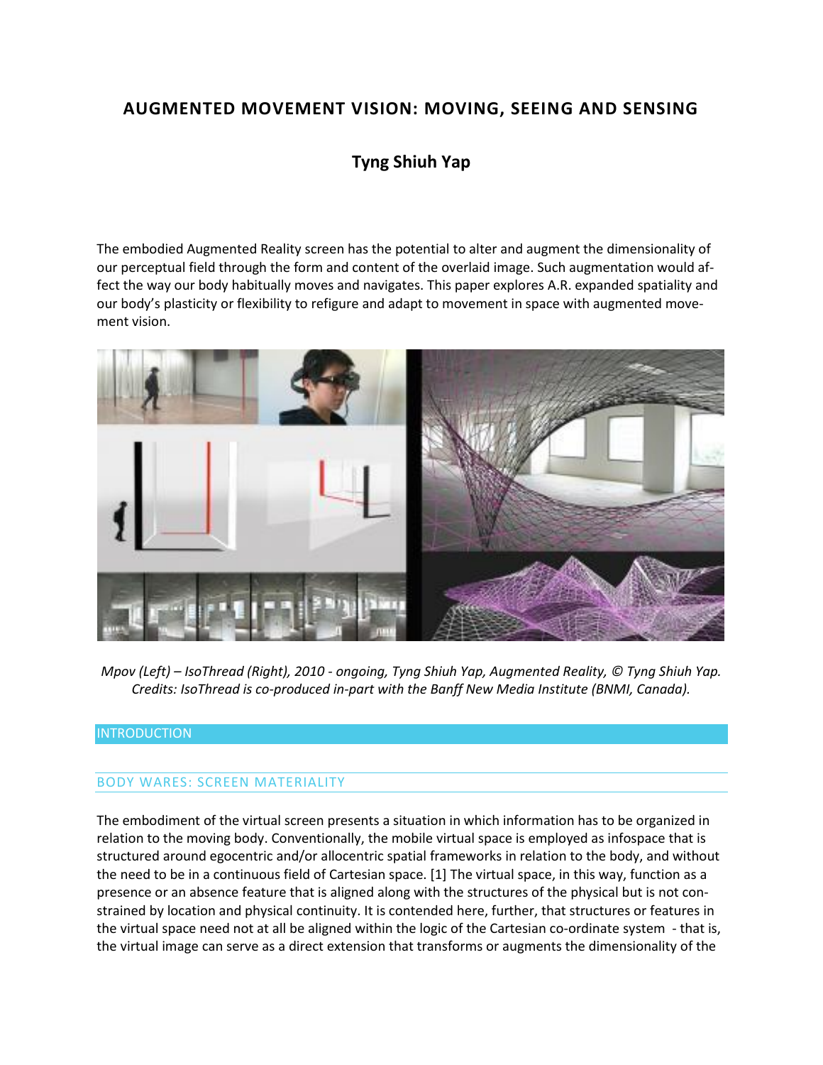# AUGMENTED MOVEMENT VISION: MOVING, SEEING AND SENSING

## Tyng Shiuh Yap

The embodied Augmented Reality screen has the potential to alter and augment the dimensionality of our perceptual field through the form and content of the overlaid image. Such augmentation would affect the way our body habitually moves and navigates. This paper explores A.R. expanded spatiality and our body's plasticity or flexibility to refigure and adapt to movement in space with augmented movement vision.

*Mpov (Left) – IsoThread (Right), 2010 - ongoing, Tyng Shiuh Yap, Augmented Reality, © Tyng Shiuh Yap. Credits: IsoThread is co-produced in-part with the Banff New Media Institute (BNMI, Canada).*

## INTRODUCTION

### BODY WARES: SCREEN MATERIALITY

The embodiment of the virtual screen presents a situation in which information has to be organized in relation to the moving body. Conventionally, the mobile virtual space is employed as infospace that is structured around egocentric and/or allocentric spatial frameworks in relation to the body, and without the need to be in a continuous field of Cartesian space. [1] The virtual space, in this way, function as a presence or an absence feature that is aligned along with the structures of the physical but is not constrained by location and physical continuity. It is contended here, further, that structures or features in the virtual space need not at all be aligned within the logic of the Cartesian co-ordinate system - that is, the virtual image can serve as a direct extension that transforms or augments the dimensionality of the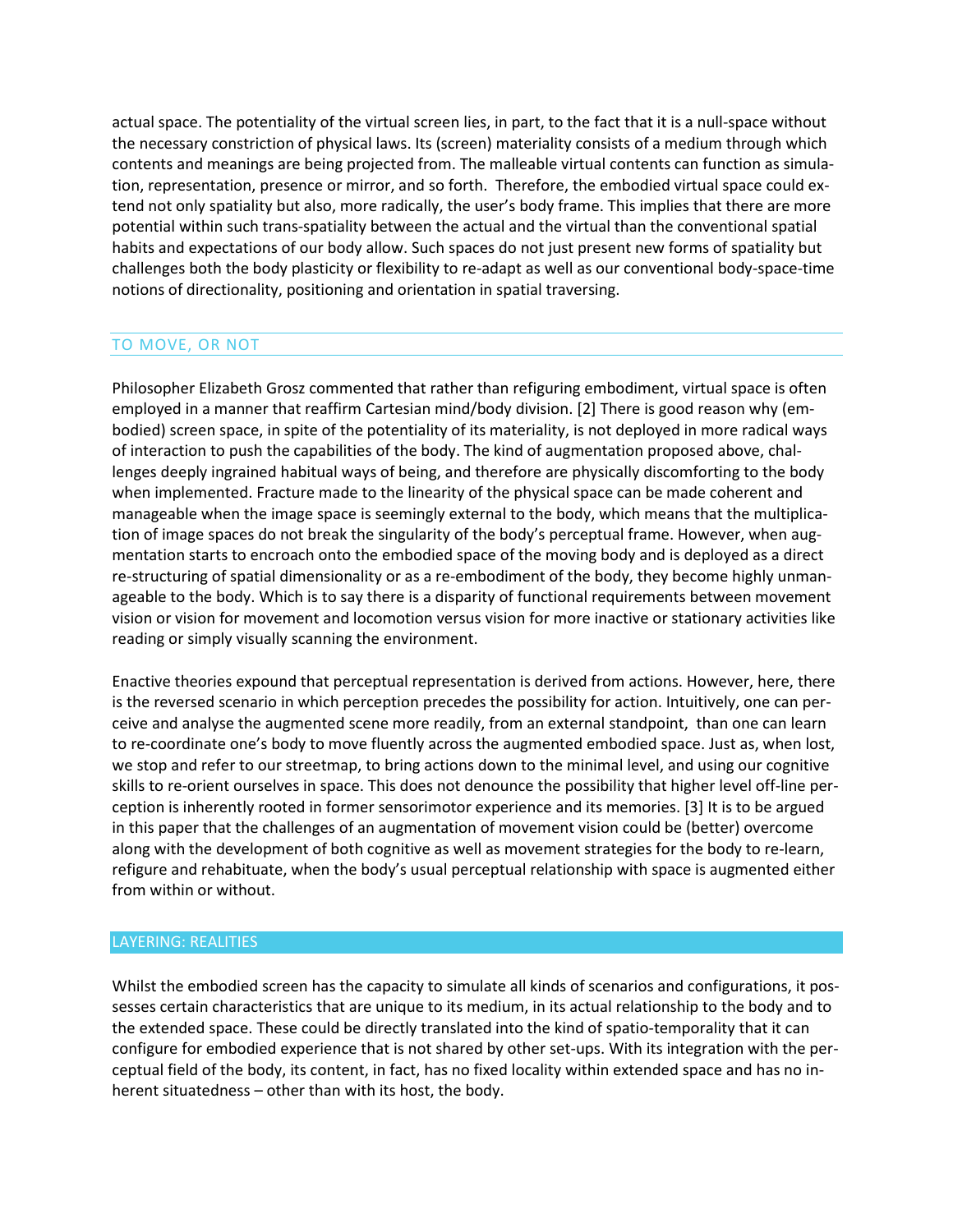actual space. The potentiality of the virtual screen lies, in part, to the fact that it is a null-space without the necessary constriction of physical laws. Its (screen) materiality consists of a medium through which contents and meanings are being projected from. The malleable virtual contents can function as simulation, representation, presence or mirror, and so forth. Therefore, the embodied virtual space could extend not only spatiality but also, more radically, the user's body frame. This implies that there are more potential within such trans-spatiality between the actual and the virtual than the conventional spatial habits and expectations of our body allow. Such spaces do not just present new forms of spatiality but challenges both the body plasticity or flexibility to re-adapt as well as our conventional body-space-time notions of directionality, positioning and orientation in spatial traversing.

## TO MOVE, OR NOT

Philosopher Elizabeth Grosz commented that rather than refiguring embodiment, virtual space is often employed in a manner that reaffirm Cartesian mind/body division. [2] There is good reason why (embodied) screen space, in spite of the potentiality of its materiality, is not deployed in more radical ways of interaction to push the capabilities of the body. The kind of augmentation proposed above, challenges deeply ingrained habitual ways of being, and therefore are physically discomforting to the body when implemented. Fracture made to the linearity of the physical space can be made coherent and manageable when the image space is seemingly external to the body, which means that the multiplication of image spaces do not break the singularity of the body's perceptual frame. However, when augmentation starts to encroach onto the embodied space of the moving body and is deployed as a direct re-structuring of spatial dimensionality or as a re-embodiment of the body, they become highly unmanageable to the body. Which is to say there is a disparity of functional requirements between movement vision or vision for movement and locomotion versus vision for more inactive or stationary activities like reading or simply visually scanning the environment.

Enactive theories expound that perceptual representation is derived from actions. However, here, there is the reversed scenario in which perception precedes the possibility for action. Intuitively, one can perceive and analyse the augmented scene more readily, from an external standpoint, than one can learn to re-coordinate one's body to move fluently across the augmented embodied space. Just as, when lost, we stop and refer to our streetmap, to bring actions down to the minimal level, and using our cognitive skills to re-orient ourselves in space. This does not denounce the possibility that higher level off-line perception is inherently rooted in former sensorimotor experience and its memories. [3] It is to be argued in this paper that the challenges of an augmentation of movement vision could be (better) overcome along with the development of both cognitive as well as movement strategies for the body to re-learn, refigure and rehabituate, when the body's usual perceptual relationship with space is augmented either from within or without.

## LAYERING: REALITIES

Whilst the embodied screen has the capacity to simulate all kinds of scenarios and configurations, it possesses certain characteristics that are unique to its medium, in its actual relationship to the body and to the extended space. These could be directly translated into the kind of spatio-temporality that it can configure for embodied experience that is not shared by other set-ups. With its integration with the perceptual field of the body, its content, in fact, has no fixed locality within extended space and has no inherent situatedness – other than with its host, the body.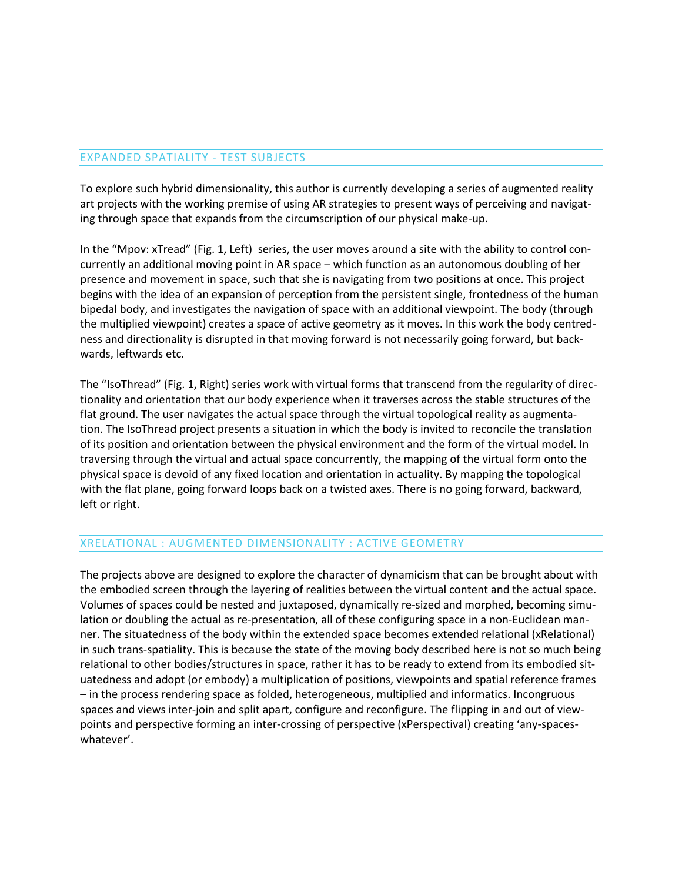## EXPANDED SPATIALITY - TEST SUBJECTS

To explore such hybrid dimensionality, this author is currently developing a series of augmented reality art projects with the working premise of using AR strategies to present ways of perceiving and navigating through space that expands from the circumscription of our physical make-up.

In the "Mpov: xTread" (Fig. 1, Left) series, the user moves around a site with the ability to control concurrently an additional moving point in AR space – which function as an autonomous doubling of her presence and movement in space, such that she is navigating from two positions at once. This project begins with the idea of an expansion of perception from the persistent single, frontedness of the human bipedal body, and investigates the navigation of space with an additional viewpoint. The body (through the multiplied viewpoint) creates a space of active geometry as it moves. In this work the body centredness and directionality is disrupted in that moving forward is not necessarily going forward, but backwards, leftwards etc.

The "IsoThread" (Fig. 1, Right) series work with virtual forms that transcend from the regularity of directionality and orientation that our body experience when it traverses across the stable structures of the flat ground. The user navigates the actual space through the virtual topological reality as augmentation. The IsoThread project presents a situation in which the body is invited to reconcile the translation of its position and orientation between the physical environment and the form of the virtual model. In traversing through the virtual and actual space concurrently, the mapping of the virtual form onto the physical space is devoid of any fixed location and orientation in actuality. By mapping the topological with the flat plane, going forward loops back on a twisted axes. There is no going forward, backward, left or right.

## XRELATIONAL : AUGMENTED DIMENSIONALITY : ACTIVE GEOMETRY

The projects above are designed to explore the character of dynamicism that can be brought about with the embodied screen through the layering of realities between the virtual content and the actual space. Volumes of spaces could be nested and juxtaposed, dynamically re-sized and morphed, becoming simulation or doubling the actual as re-presentation, all of these configuring space in a non-Euclidean manner. The situatedness of the body within the extended space becomes extended relational (xRelational) in such trans-spatiality. This is because the state of the moving body described here is not so much being relational to other bodies/structures in space, rather it has to be ready to extend from its embodied situatedness and adopt (or embody) a multiplication of positions, viewpoints and spatial reference frames – in the process rendering space as folded, heterogeneous, multiplied and informatics. Incongruous spaces and views inter-join and split apart, configure and reconfigure. The flipping in and out of viewpoints and perspective forming an inter-crossing of perspective (xPerspectival) creating 'any-spaces-whatever'.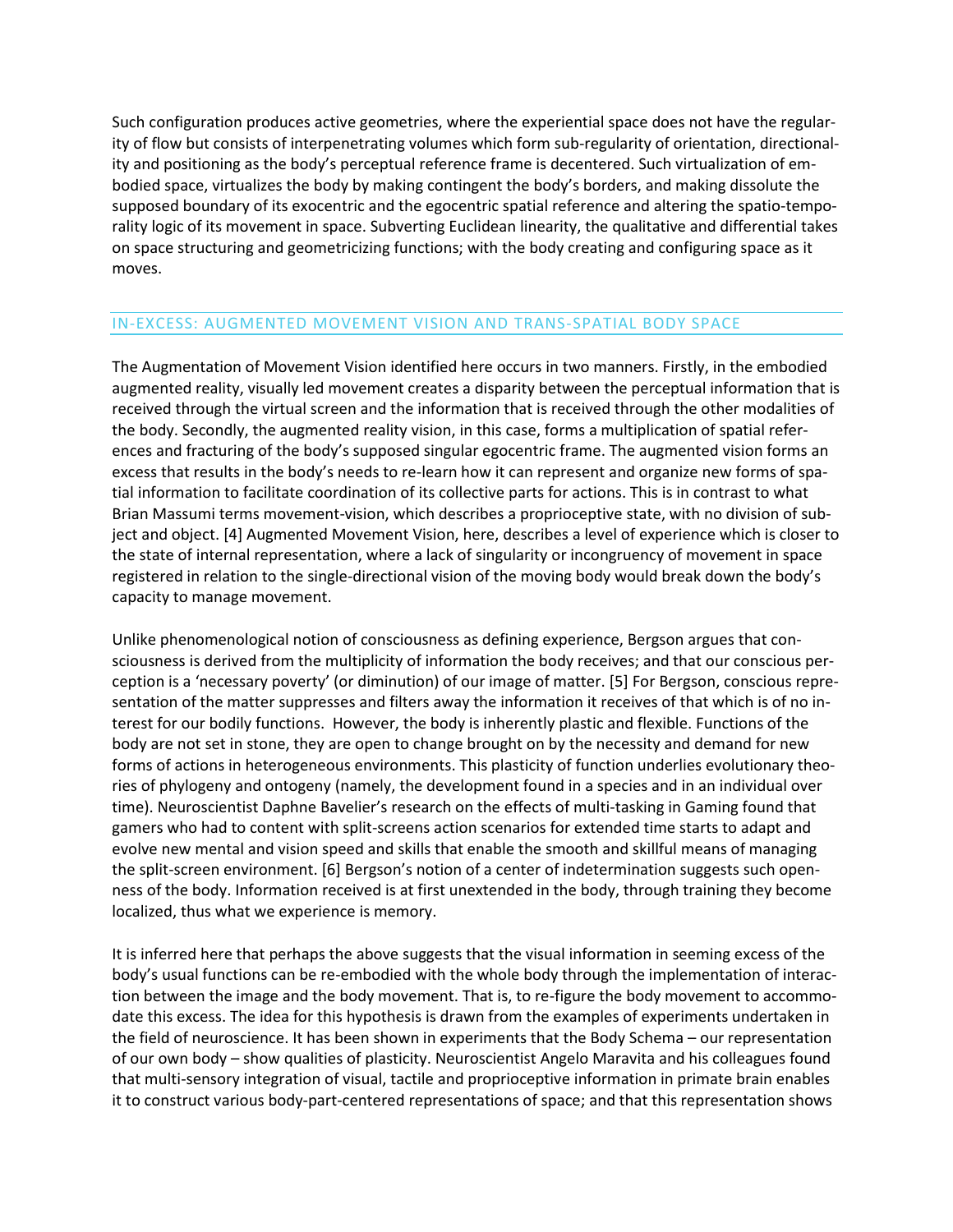Such configuration produces active geometries, where the experiential space does not have the regularity of flow but consists of interpenetrating volumes which form sub-regularity of orientation, directionality and positioning as the body's perceptual reference frame is decentered. Such virtualization of embodied space, virtualizes the body by making contingent the body's borders, and making dissolute the supposed boundary of its exocentric and the egocentric spatial reference and altering the spatio-temporality logic of its movement in space. Subverting Euclidean linearity, the qualitative and differential takes on space structuring and geometricizing functions; with the body creating and configuring space as it moves.

## IN-EXCESS: AUGMENTED MOVEMENT VISION AND TRANS-SPATIAL BODY SPACE

The Augmentation of Movement Vision identified here occurs in two manners. Firstly, in the embodied augmented reality, visually led movement creates a disparity between the perceptual information that is received through the virtual screen and the information that is received through the other modalities of the body. Secondly, the augmented reality vision, in this case, forms a multiplication of spatial references and fracturing of the body's supposed singular egocentric frame. The augmented vision forms an excess that results in the body's needs to re-learn how it can represent and organize new forms of spatial information to facilitate coordination of its collective parts for actions. This is in contrast to what Brian Massumi terms movement-vision, which describes a proprioceptive state, with no division of subject and object. [4] Augmented Movement Vision, here, describes a level of experience which is closer to the state of internal representation, where a lack of singularity or incongruency of movement in space registered in relation to the single-directional vision of the moving body would break down the body's capacity to manage movement.

Unlike phenomenological notion of consciousness as defining experience, Bergson argues that consciousness is derived from the multiplicity of information the body receives; and that our conscious perception is a 'necessary poverty' (or diminution) of our image of matter. [5] For Bergson, conscious representation of the matter suppresses and filters away the information it receives of that which is of no interest for our bodily functions. However, the body is inherently plastic and flexible. Functions of the body are not set in stone, they are open to change brought on by the necessity and demand for new forms of actions in heterogeneous environments. This plasticity of function underlies evolutionary theories of phylogeny and ontogeny (namely, the development found in a species and in an individual over time). Neuroscientist Daphne Bavelier's research on the effects of multi-tasking in Gaming found that gamers who had to content with split-screens action scenarios for extended time starts to adapt and evolve new mental and vision speed and skills that enable the smooth and skillful means of managing the split-screen environment. [6] Bergson's notion of a center of indetermination suggests such openness of the body. Information received is at first unextended in the body, through training they become localized, thus what we experience is memory.

It is inferred here that perhaps the above suggests that the visual information in seeming excess of the body's usual functions can be re-embodied with the whole body through the implementation of interaction between the image and the body movement. That is, to re-figure the body movement to accommodate this excess. The idea for this hypothesis is drawn from the examples of experiments undertaken in the field of neuroscience. It has been shown in experiments that the Body Schema – our representation of our own body – show qualities of plasticity. Neuroscientist Angelo Maravita and his colleagues found that multi-sensory integration of visual, tactile and proprioceptive information in primate brain enables it to construct various body-part-centered representations of space; and that this representation shows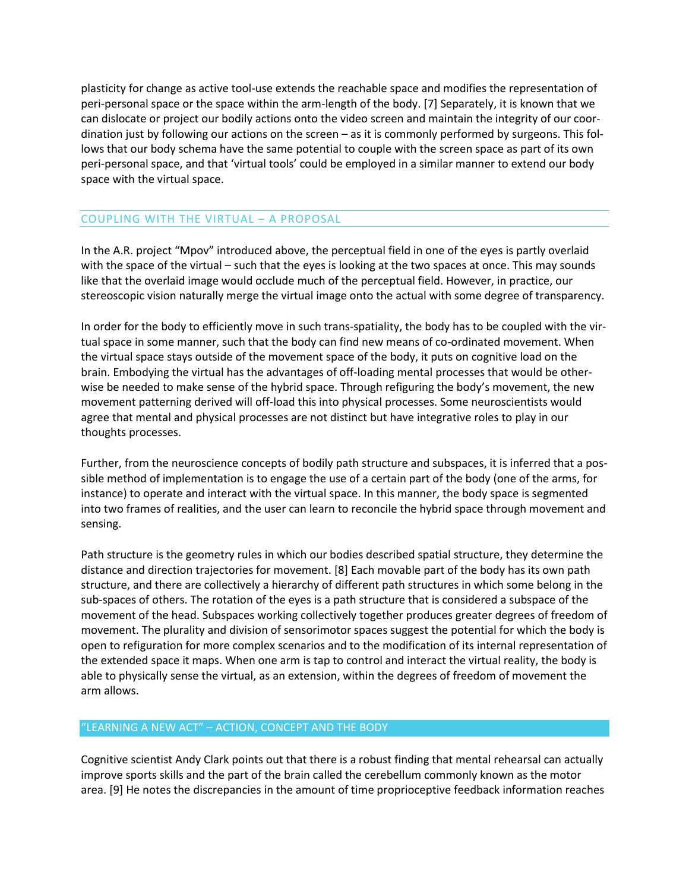plasticity for change as active tool-use extends the reachable space and modifies the representation of peri-personal space or the space within the arm-length of the body. [7] Separately, it is known that we can dislocate or project our bodily actions onto the video screen and maintain the integrity of our coordination just by following our actions on the screen – as it is commonly performed by surgeons. This follows that our body schema have the same potential to couple with the screen space as part of its own peri-personal space, and that 'virtual tools' could be employed in a similar manner to extend our body space with the virtual space.

## COUPLING WITH THE VIRTUAL – A PROPOSAL

In the A.R. project "Mpov" introduced above, the perceptual field in one of the eyes is partly overlaid with the space of the virtual – such that the eyes is looking at the two spaces at once. This may sounds like that the overlaid image would occlude much of the perceptual field. However, in practice, our stereoscopic vision naturally merge the virtual image onto the actual with some degree of transparency.

In order for the body to efficiently move in such trans-spatiality, the body has to be coupled with the virtual space in some manner, such that the body can find new means of co-ordinated movement. When the virtual space stays outside of the movement space of the body, it puts on cognitive load on the brain. Embodying the virtual has the advantages of off-loading mental processes that would be otherwise be needed to make sense of the hybrid space. Through refiguring the body's movement, the new movement patterning derived will off-load this into physical processes. Some neuroscientists would agree that mental and physical processes are not distinct but have integrative roles to play in our thoughts processes.

Further, from the neuroscience concepts of bodily path structure and subspaces, it is inferred that a possible method of implementation is to engage the use of a certain part of the body (one of the arms, for instance) to operate and interact with the virtual space. In this manner, the body space is segmented into two frames of realities, and the user can learn to reconcile the hybrid space through movement and sensing.

Path structure is the geometry rules in which our bodies described spatial structure, they determine the distance and direction trajectories for movement. [8] Each movable part of the body has its own path structure, and there are collectively a hierarchy of different path structures in which some belong in the sub-spaces of others. The rotation of the eyes is a path structure that is considered a subspace of the movement of the head. Subspaces working collectively together produces greater degrees of freedom of movement. The plurality and division of sensorimotor spaces suggest the potential for which the body is open to refiguration for more complex scenarios and to the modification of its internal representation of the extended space it maps. When one arm is tap to control and interact the virtual reality, the body is able to physically sense the virtual, as an extension, within the degrees of freedom of movement the arm allows.

## "LEARNING A NEW ACT" – ACTION, CONCEPT AND THE BODY

Cognitive scientist Andy Clark points out that there is a robust finding that mental rehearsal can actually improve sports skills and the part of the brain called the cerebellum commonly known as the motor area. [9] He notes the discrepancies in the amount of time proprioceptive feedback information reaches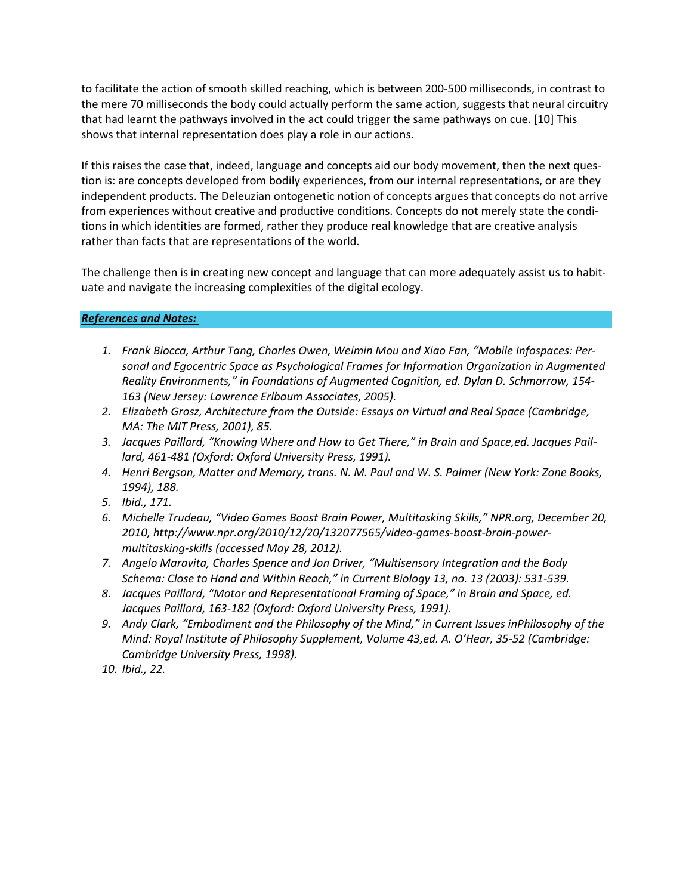to facilitate the action of smooth skilled reaching, which is between 200-500 milliseconds, in contrast to the mere 70 milliseconds the body could actually perform the same action, suggests that neural circuitry that had learnt the pathways involved in the act could trigger the same pathways on cue. [10] This shows that internal representation does play a role in our actions.

If this raises the case that, indeed, language and concepts aid our body movement, then the next question is: are concepts developed from bodily experiences, from our internal representations, or are they independent products. The Deleuzian ontogenetic notion of concepts argues that concepts do not arrive from experiences without creative and productive conditions. Concepts do not merely state the conditions in which identities are formed, rather they produce real knowledge that are creative analysis rather than facts that are representations of the world.

The challenge then is in creating new concept and language that can more adequately assist us to habituate and navigate the increasing complexities of the digital ecology.

***References and Notes:***

1. *Frank Biocca, Arthur Tang, Charles Owen, Weimin Mou and Xiao Fan, "Mobile Infospaces: Personal and Egocentric Space as Psychological Frames for Information Organization in Augmented Reality Environments," in Foundations of Augmented Cognition, ed. Dylan D. Schmorrow, 154-163 (New Jersey: Lawrence Erlbaum Associates, 2005).*
2. *Elizabeth Grosz, Architecture from the Outside: Essays on Virtual and Real Space (Cambridge, MA: The MIT Press, 2001), 85.*
3. *Jacques Paillard, "Knowing Where and How to Get There," in Brain and Space,ed. Jacques Paillard, 461-481 (Oxford: Oxford University Press, 1991).*
4. *Henri Bergson, Matter and Memory, trans. N. M. Paul and W. S. Palmer (New York: Zone Books, 1994), 188.*
5. *Ibid., 171.*
6. *Michelle Trudeau, "Video Games Boost Brain Power, Multitasking Skills," NPR.org, December 20, 2010, http://www.npr.org/2010/12/20/132077565/video-games-boost-brain-power-multitasking-skills (accessed May 28, 2012).*
7. *Angelo Maravita, Charles Spence and Jon Driver, "Multisensory Integration and the Body Schema: Close to Hand and Within Reach," in Current Biology 13, no. 13 (2003): 531-539.*
8. *Jacques Paillard, "Motor and Representational Framing of Space," in Brain and Space, ed. Jacques Paillard, 163-182 (Oxford: Oxford University Press, 1991).*
9. *Andy Clark, "Embodiment and the Philosophy of the Mind," in Current Issues inPhilosophy of the Mind: Royal Institute of Philosophy Supplement, Volume 43,ed. A. O'Hear, 35-52 (Cambridge: Cambridge University Press, 1998).*
10. *Ibid., 22.*